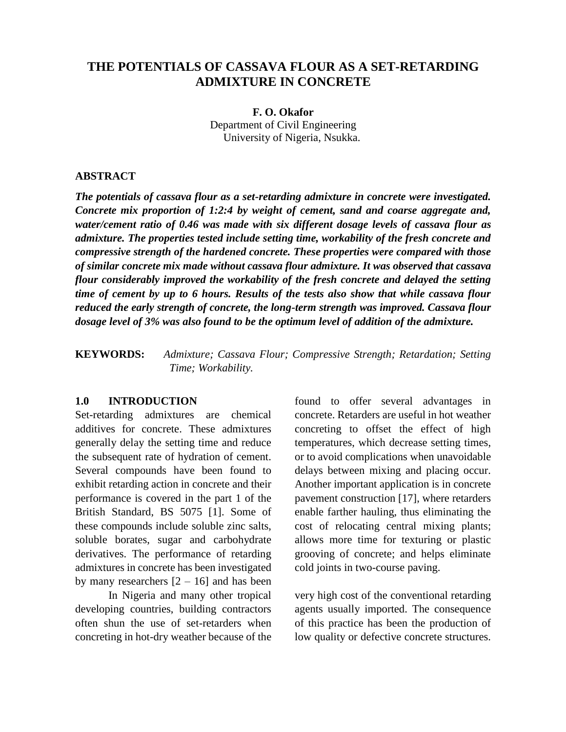# THE POTENTIALS OF CASSAVA FLOUR AS A SET-RETARDING ADMIXTURE IN CONCRETE

**F. O. Okafor**
Department of Civil Engineering
University of Nigeria, Nsukka.

## ABSTRACT

***The potentials of cassava flour as a set-retarding admixture in concrete were investigated. Concrete mix proportion of 1:2:4 by weight of cement, sand and coarse aggregate and, water/cement ratio of 0.46 was made with six different dosage levels of cassava flour as admixture. The properties tested include setting time, workability of the fresh concrete and compressive strength of the hardened concrete. These properties were compared with those of similar concrete mix made without cassava flour admixture. It was observed that cassava flour considerably improved the workability of the fresh concrete and delayed the setting time of cement by up to 6 hours. Results of the tests also show that while cassava flour reduced the early strength of concrete, the long-term strength was improved. Cassava flour dosage level of 3% was also found to be the optimum level of addition of the admixture.***

**KEYWORDS:** *Admixture; Cassava Flour; Compressive Strength; Retardation; Setting Time; Workability.*

## 1.0 INTRODUCTION

Set-retarding admixtures are chemical additives for concrete. These admixtures generally delay the setting time and reduce the subsequent rate of hydration of cement. Several compounds have been found to exhibit retarding action in concrete and their performance is covered in the part 1 of the British Standard, BS 5075 [1]. Some of these compounds include soluble zinc salts, soluble borates, sugar and carbohydrate derivatives. The performance of retarding admixtures in concrete has been investigated by many researchers [2 – 16] and has been found to offer several advantages in concrete. Retarders are useful in hot weather concreting to offset the effect of high temperatures, which decrease setting times, or to avoid complications when unavoidable delays between mixing and placing occur. Another important application is in concrete pavement construction [17], where retarders enable farther hauling, thus eliminating the cost of relocating central mixing plants; allows more time for texturing or plastic grooving of concrete; and helps eliminate cold joints in two-course paving.

In Nigeria and many other tropical developing countries, building contractors often shun the use of set-retarders when concreting in hot-dry weather because of the very high cost of the conventional retarding agents usually imported. The consequence of this practice has been the production of low quality or defective concrete structures.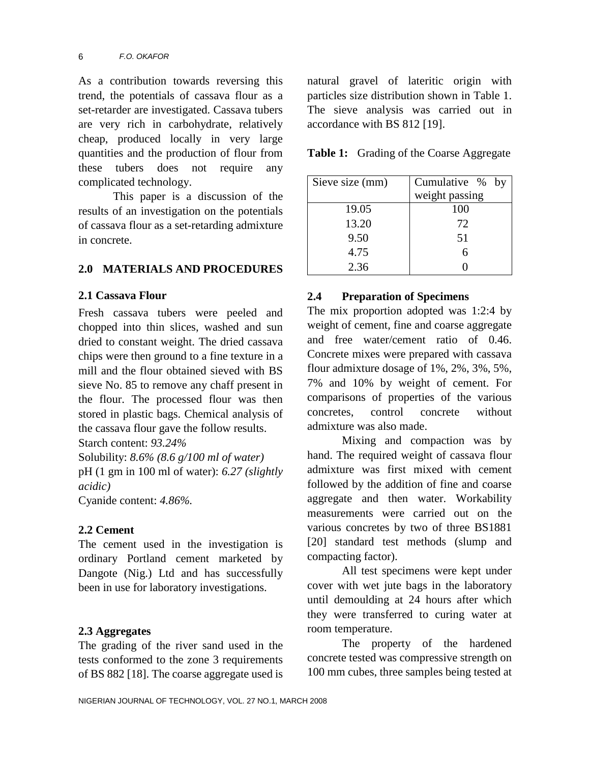As a contribution towards reversing this trend, the potentials of cassava flour as a set-retarder are investigated. Cassava tubers are very rich in carbohydrate, relatively cheap, produced locally in very large quantities and the production of flour from these tubers does not require any complicated technology.

This paper is a discussion of the results of an investigation on the potentials of cassava flour as a set-retarding admixture in concrete.

## 2.0 MATERIALS AND PROCEDURES

### 2.1 Cassava Flour

Fresh cassava tubers were peeled and chopped into thin slices, washed and sun dried to constant weight. The dried cassava chips were then ground to a fine texture in a mill and the flour obtained sieved with BS sieve No. 85 to remove any chaff present in the flour. The processed flour was then stored in plastic bags. Chemical analysis of the cassava flour gave the follow results.

Starch content: *93.24%*

Solubility: *8.6% (8.6 g/100 ml of water)*

pH (1 gm in 100 ml of water): *6.27 (slightly acidic)*

Cyanide content: *4.86%.*

### 2.2 Cement

The cement used in the investigation is ordinary Portland cement marketed by Dangote (Nig.) Ltd and has successfully been in use for laboratory investigations.

### 2.3 Aggregates

The grading of the river sand used in the tests conformed to the zone 3 requirements of BS 882 [18]. The coarse aggregate used is natural gravel of lateritic origin with particles size distribution shown in Table 1. The sieve analysis was carried out in accordance with BS 812 [19].

**Table 1:** Grading of the Coarse Aggregate

| Sieve size (mm) | Cumulative % by weight passing |
|---|---|
| 19.05 | 100 |
| 13.20 | 72 |
| 9.50 | 51 |
| 4.75 | 6 |
| 2.36 | 0 |

### 2.4 Preparation of Specimens

The mix proportion adopted was 1:2:4 by weight of cement, fine and coarse aggregate and free water/cement ratio of 0.46. Concrete mixes were prepared with cassava flour admixture dosage of 1%, 2%, 3%, 5%, 7% and 10% by weight of cement. For comparisons of properties of the various concretes, control concrete without admixture was also made.

Mixing and compaction was by hand. The required weight of cassava flour admixture was first mixed with cement followed by the addition of fine and coarse aggregate and then water. Workability measurements were carried out on the various concretes by two of three BS1881 [20] standard test methods (slump and compacting factor).

All test specimens were kept under cover with wet jute bags in the laboratory until demoulding at 24 hours after which they were transferred to curing water at room temperature.

The property of the hardened concrete tested was compressive strength on 100 mm cubes, three samples being tested at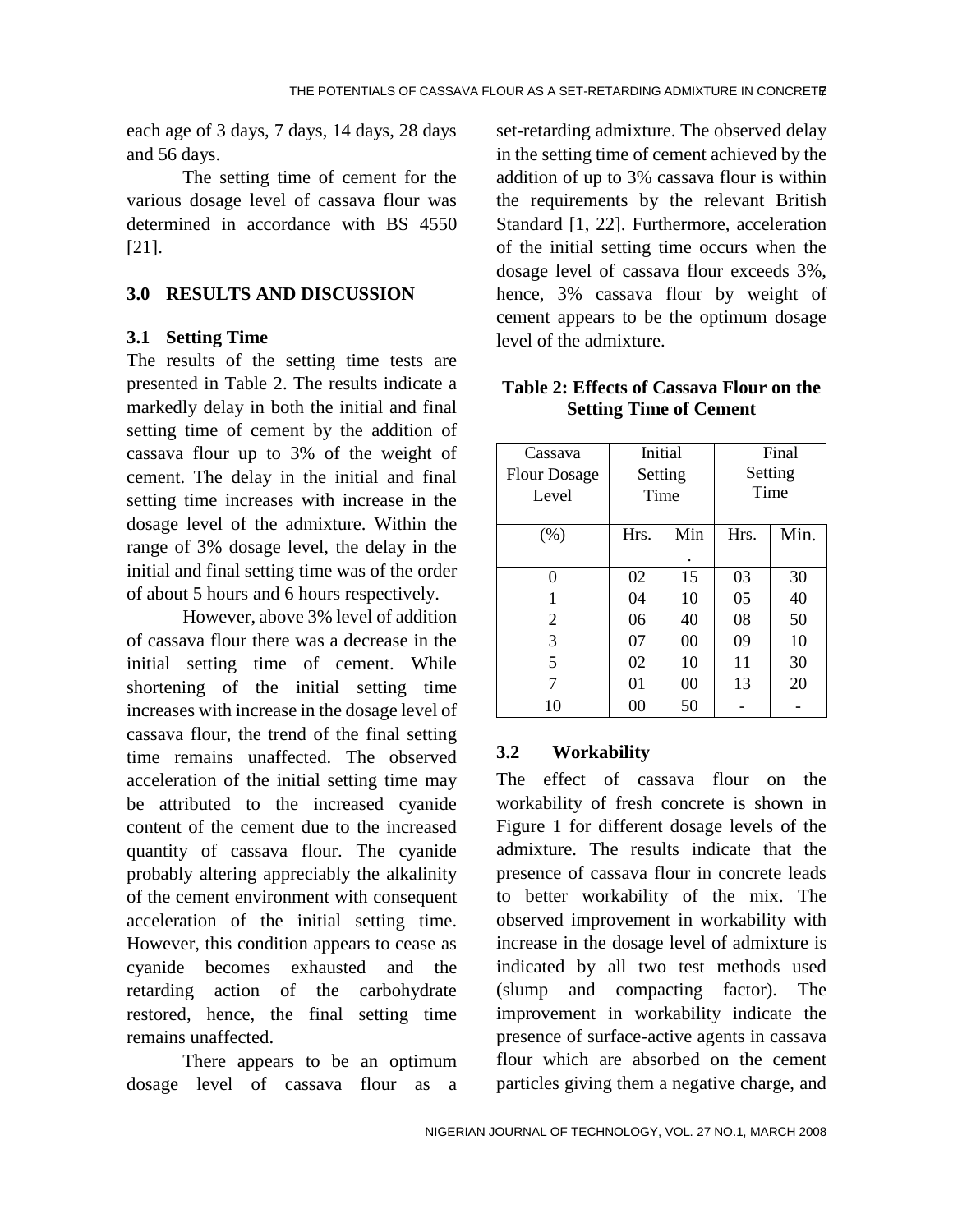each age of 3 days, 7 days, 14 days, 28 days and 56 days.

The setting time of cement for the various dosage level of cassava flour was determined in accordance with BS 4550 [21].

## 3.0 RESULTS AND DISCUSSION

### 3.1 Setting Time

The results of the setting time tests are presented in Table 2. The results indicate a markedly delay in both the initial and final setting time of cement by the addition of cassava flour up to 3% of the weight of cement. The delay in the initial and final setting time increases with increase in the dosage level of the admixture. Within the range of 3% dosage level, the delay in the initial and final setting time was of the order of about 5 hours and 6 hours respectively.

However, above 3% level of addition of cassava flour there was a decrease in the initial setting time of cement. While shortening of the initial setting time increases with increase in the dosage level of cassava flour, the trend of the final setting time remains unaffected. The observed acceleration of the initial setting time may be attributed to the increased cyanide content of the cement due to the increased quantity of cassava flour. The cyanide probably altering appreciably the alkalinity of the cement environment with consequent acceleration of the initial setting time. However, this condition appears to cease as cyanide becomes exhausted and the retarding action of the carbohydrate restored, hence, the final setting time remains unaffected.

There appears to be an optimum dosage level of cassava flour as a set-retarding admixture. The observed delay in the setting time of cement achieved by the addition of up to 3% cassava flour is within the requirements by the relevant British Standard [1, 22]. Furthermore, acceleration of the initial setting time occurs when the dosage level of cassava flour exceeds 3%, hence, 3% cassava flour by weight of cement appears to be the optimum dosage level of the admixture.

**Table 2: Effects of Cassava Flour on the Setting Time of Cement**

| Cassava Flour Dosage Level | Initial Setting Time | | Final Setting Time | |
|---|---|---|---|---|
| (%) | Hrs. | Min. | Hrs. | Min. |
| 0 | 02 | 15 | 03 | 30 |
| 1 | 04 | 10 | 05 | 40 |
| 2 | 06 | 40 | 08 | 50 |
| 3 | 07 | 00 | 09 | 10 |
| 5 | 02 | 10 | 11 | 30 |
| 7 | 01 | 00 | 13 | 20 |
| 10 | 00 | 50 | - | - |

### 3.2 Workability

The effect of cassava flour on the workability of fresh concrete is shown in Figure 1 for different dosage levels of the admixture. The results indicate that the presence of cassava flour in concrete leads to better workability of the mix. The observed improvement in workability with increase in the dosage level of admixture is indicated by all two test methods used (slump and compacting factor). The improvement in workability indicate the presence of surface-active agents in cassava flour which are absorbed on the cement particles giving them a negative charge, and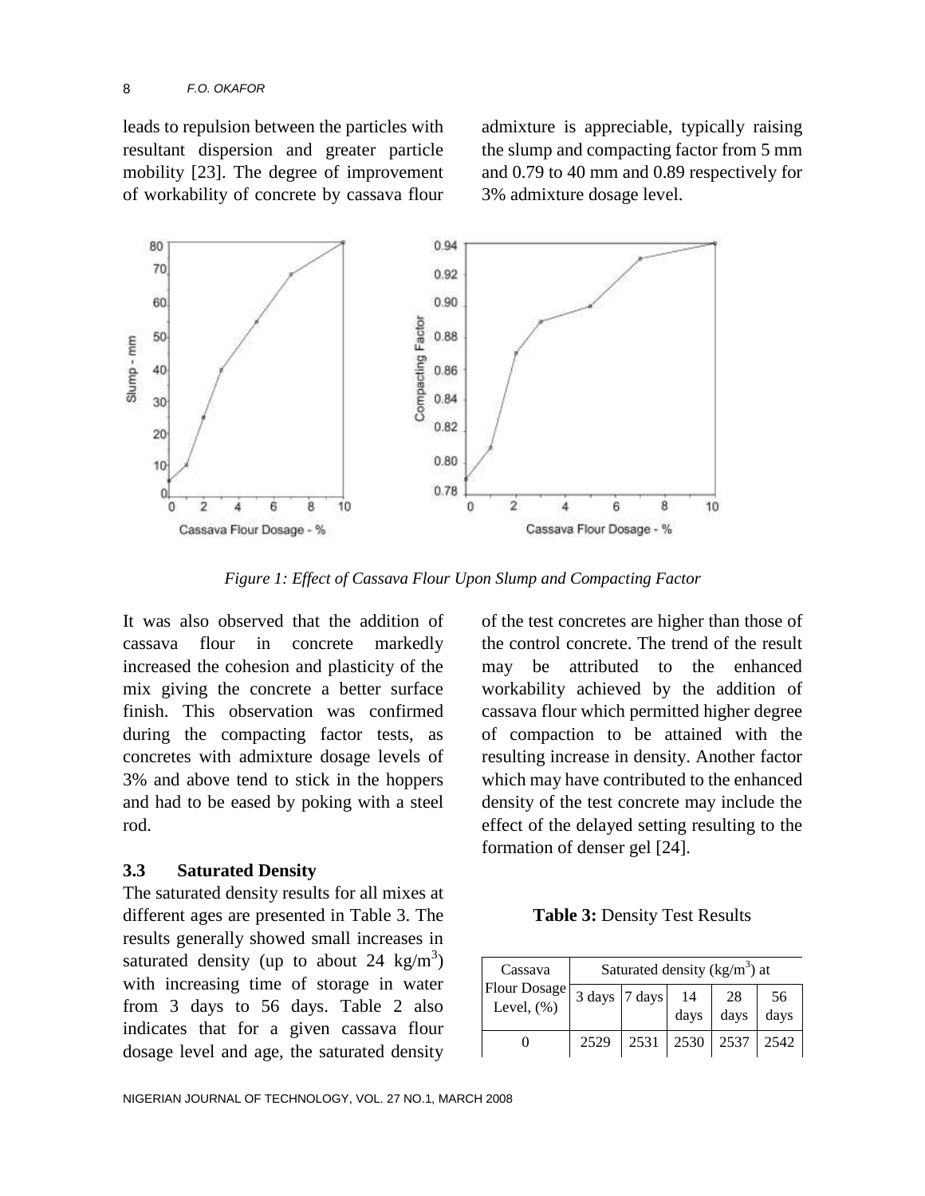leads to repulsion between the particles with resultant dispersion and greater particle mobility [23]. The degree of improvement of workability of concrete by cassava flour admixture is appreciable, typically raising the slump and compacting factor from 5 mm and 0.79 to 40 mm and 0.89 respectively for 3% admixture dosage level.

*Figure 1: Effect of Cassava Flour Upon Slump and Compacting Factor*

It was also observed that the addition of cassava flour in concrete markedly increased the cohesion and plasticity of the mix giving the concrete a better surface finish. This observation was confirmed during the compacting factor tests, as concretes with admixture dosage levels of 3% and above tend to stick in the hoppers and had to be eased by poking with a steel rod.

### 3.3 Saturated Density

The saturated density results for all mixes at different ages are presented in Table 3. The results generally showed small increases in saturated density (up to about 24 kg/m$^3$) with increasing time of storage in water from 3 days to 56 days. Table 2 also indicates that for a given cassava flour dosage level and age, the saturated density of the test concretes are higher than those of the control concrete. The trend of the result may be attributed to the enhanced workability achieved by the addition of cassava flour which permitted higher degree of compaction to be attained with the resulting increase in density. Another factor which may have contributed to the enhanced density of the test concrete may include the effect of the delayed setting resulting to the formation of denser gel [24].

**Table 3:** Density Test Results

| Cassava Flour Dosage Level, (%) | Saturated density (kg/m$^3$) at | | | | |
|---|---|---|---|---|---|
| | 3 days | 7 days | 14 days | 28 days | 56 days |
| 0 | 2529 | 2531 | 2530 | 2537 | 2542 |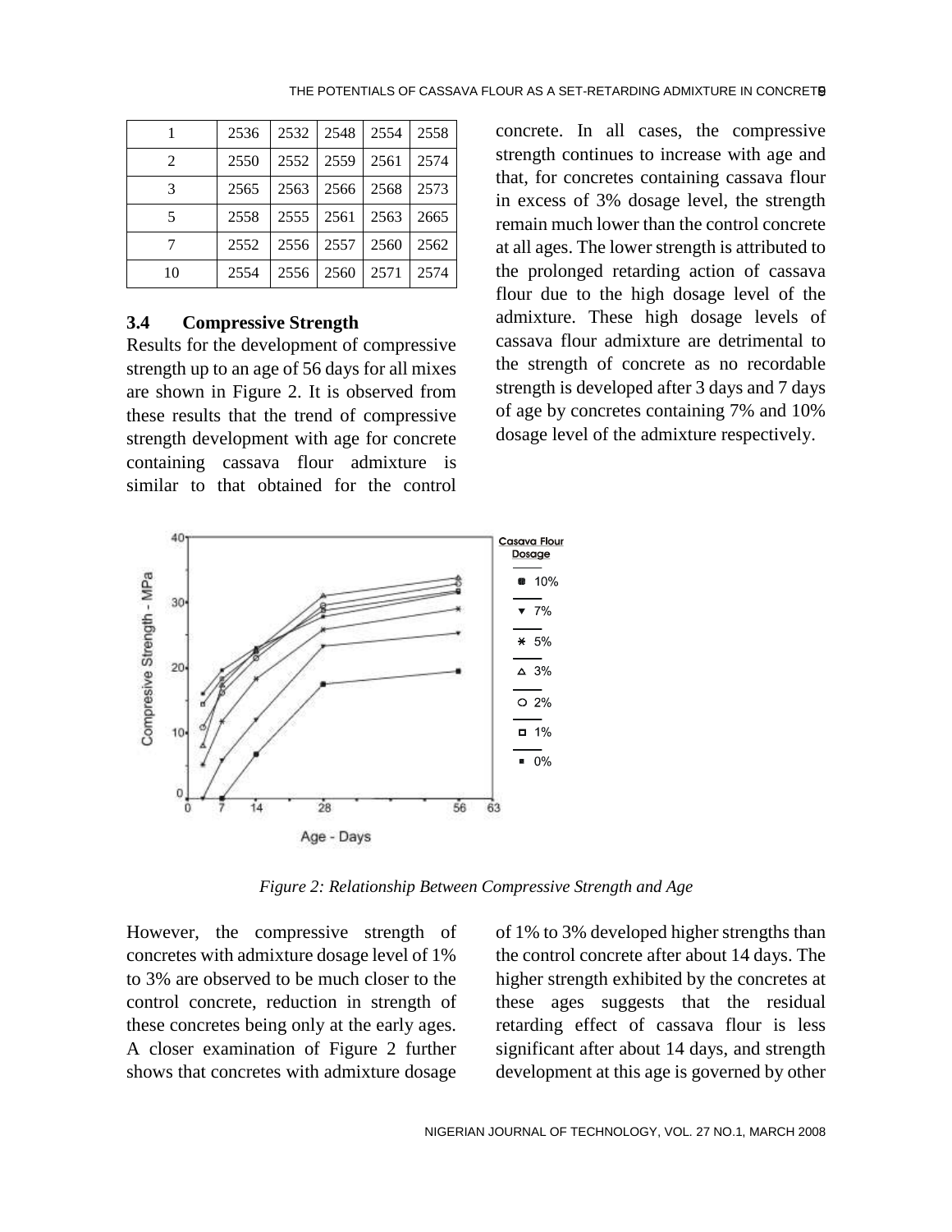| 1 | 2536 | 2532 | 2548 | 2554 | 2558 |
|---|---|---|---|---|---|
| 2 | 2550 | 2552 | 2559 | 2561 | 2574 |
| 3 | 2565 | 2563 | 2566 | 2568 | 2573 |
| 5 | 2558 | 2555 | 2561 | 2563 | 2665 |
| 7 | 2552 | 2556 | 2557 | 2560 | 2562 |
| 10 | 2554 | 2556 | 2560 | 2571 | 2574 |

### 3.4 Compressive Strength

Results for the development of compressive strength up to an age of 56 days for all mixes are shown in Figure 2. It is observed from these results that the trend of compressive strength development with age for concrete containing cassava flour admixture is similar to that obtained for the control concrete. In all cases, the compressive strength continues to increase with age and that, for concretes containing cassava flour in excess of 3% dosage level, the strength remain much lower than the control concrete at all ages. The lower strength is attributed to the prolonged retarding action of cassava flour due to the high dosage level of the admixture. These high dosage levels of cassava flour admixture are detrimental to the strength of concrete as no recordable strength is developed after 3 days and 7 days of age by concretes containing 7% and 10% dosage level of the admixture respectively.

*Figure 2: Relationship Between Compressive Strength and Age*

However, the compressive strength of concretes with admixture dosage level of 1% to 3% are observed to be much closer to the control concrete, reduction in strength of these concretes being only at the early ages. A closer examination of Figure 2 further shows that concretes with admixture dosage of 1% to 3% developed higher strengths than the control concrete after about 14 days. The higher strength exhibited by the concretes at these ages suggests that the residual retarding effect of cassava flour is less significant after about 14 days, and strength development at this age is governed by other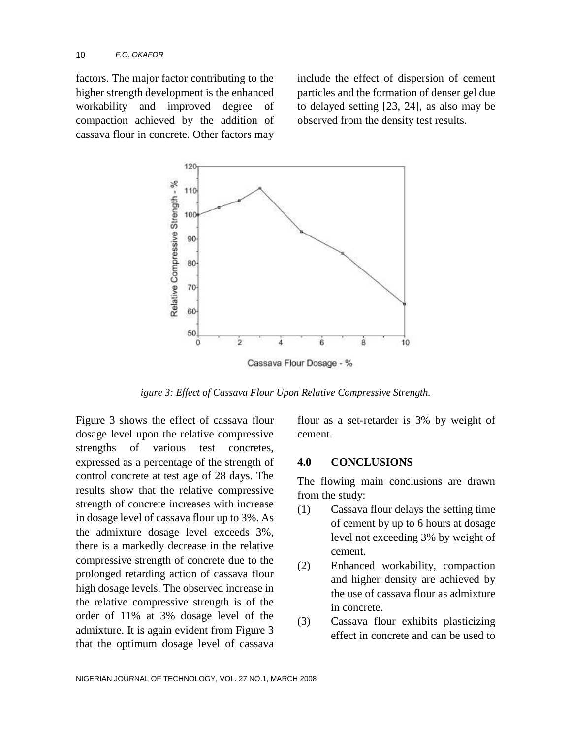factors. The major factor contributing to the higher strength development is the enhanced workability and improved degree of compaction achieved by the addition of cassava flour in concrete. Other factors may include the effect of dispersion of cement particles and the formation of denser gel due to delayed setting [23, 24], as also may be observed from the density test results.

igure 3: Effect of Cassava Flour Upon Relative Compressive Strength.

Figure 3 shows the effect of cassava flour dosage level upon the relative compressive strengths of various test concretes, expressed as a percentage of the strength of control concrete at test age of 28 days. The results show that the relative compressive strength of concrete increases with increase in dosage level of cassava flour up to 3%. As the admixture dosage level exceeds 3%, there is a markedly decrease in the relative compressive strength of concrete due to the prolonged retarding action of cassava flour high dosage levels. The observed increase in the relative compressive strength is of the order of 11% at 3% dosage level of the admixture. It is again evident from Figure 3 that the optimum dosage level of cassava flour as a set-retarder is 3% by weight of cement.

## 4.0 CONCLUSIONS

The flowing main conclusions are drawn from the study:

(1) Cassava flour delays the setting time of cement by up to 6 hours at dosage level not exceeding 3% by weight of cement.

(2) Enhanced workability, compaction and higher density are achieved by the use of cassava flour as admixture in concrete.

(3) Cassava flour exhibits plasticizing effect in concrete and can be used to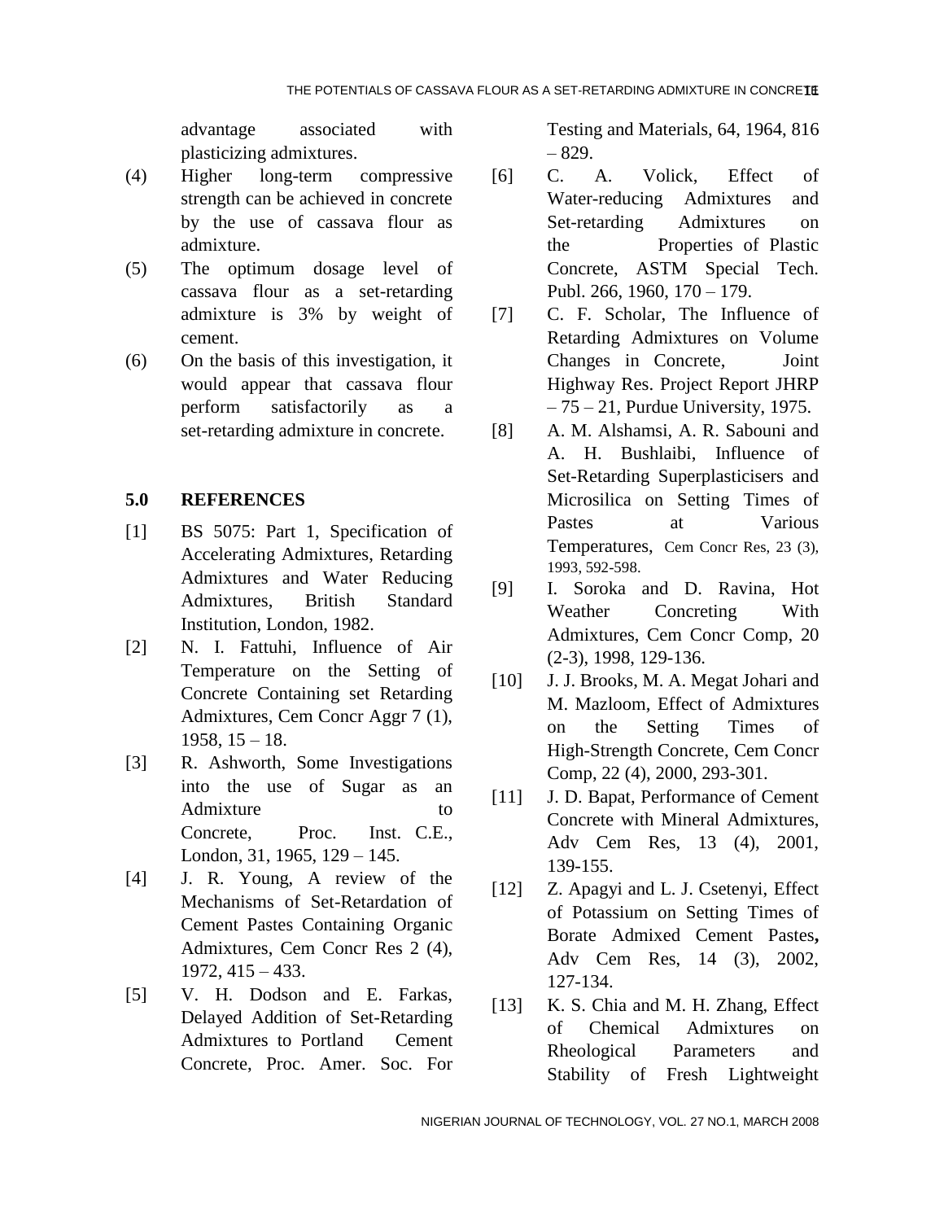advantage associated with plasticizing admixtures.

(4) Higher long-term compressive strength can be achieved in concrete by the use of cassava flour as admixture.

(5) The optimum dosage level of cassava flour as a set-retarding admixture is 3% by weight of cement.

(6) On the basis of this investigation, it would appear that cassava flour perform satisfactorily as a set-retarding admixture in concrete.

## 5.0 REFERENCES

[1] BS 5075: Part 1, Specification of Accelerating Admixtures, Retarding Admixtures and Water Reducing Admixtures, British Standard Institution, London, 1982.

[2] N. I. Fattuhi, Influence of Air Temperature on the Setting of Concrete Containing set Retarding Admixtures, Cem Concr Aggr 7 (1), 1958, 15 – 18.

[3] R. Ashworth, Some Investigations into the use of Sugar as an Admixture to Concrete, Proc. Inst. C.E., London, 31, 1965, 129 – 145.

[4] J. R. Young, A review of the Mechanisms of Set-Retardation of Cement Pastes Containing Organic Admixtures, Cem Concr Res 2 (4), 1972, 415 – 433.

[5] V. H. Dodson and E. Farkas, Delayed Addition of Set-Retarding Admixtures to Portland Cement Concrete, Proc. Amer. Soc. For Testing and Materials, 64, 1964, 816 – 829.

[6] C. A. Volick, Effect of Water-reducing Admixtures and Set-retarding Admixtures on the Properties of Plastic Concrete, ASTM Special Tech. Publ. 266, 1960, 170 – 179.

[7] C. F. Scholar, The Influence of Retarding Admixtures on Volume Changes in Concrete, Joint Highway Res. Project Report JHRP – 75 – 21, Purdue University, 1975.

[8] A. M. Alshamsi, A. R. Sabouni and A. H. Bushlaibi, Influence of Set-Retarding Superplasticisers and Microsilica on Setting Times of Pastes at Various Temperatures, Cem Concr Res, 23 (3), 1993, 592-598.

[9] I. Soroka and D. Ravina, Hot Weather Concreting With Admixtures, Cem Concr Comp, 20 (2-3), 1998, 129-136.

[10] J. J. Brooks, M. A. Megat Johari and M. Mazloom, Effect of Admixtures on the Setting Times of High-Strength Concrete, Cem Concr Comp, 22 (4), 2000, 293-301.

[11] J. D. Bapat, Performance of Cement Concrete with Mineral Admixtures, Adv Cem Res, 13 (4), 2001, 139-155.

[12] Z. Apagyi and L. J. Csetenyi, Effect of Potassium on Setting Times of Borate Admixed Cement Pastes, Adv Cem Res, 14 (3), 2002, 127-134.

[13] K. S. Chia and M. H. Zhang, Effect of Chemical Admixtures on Rheological Parameters and Stability of Fresh Lightweight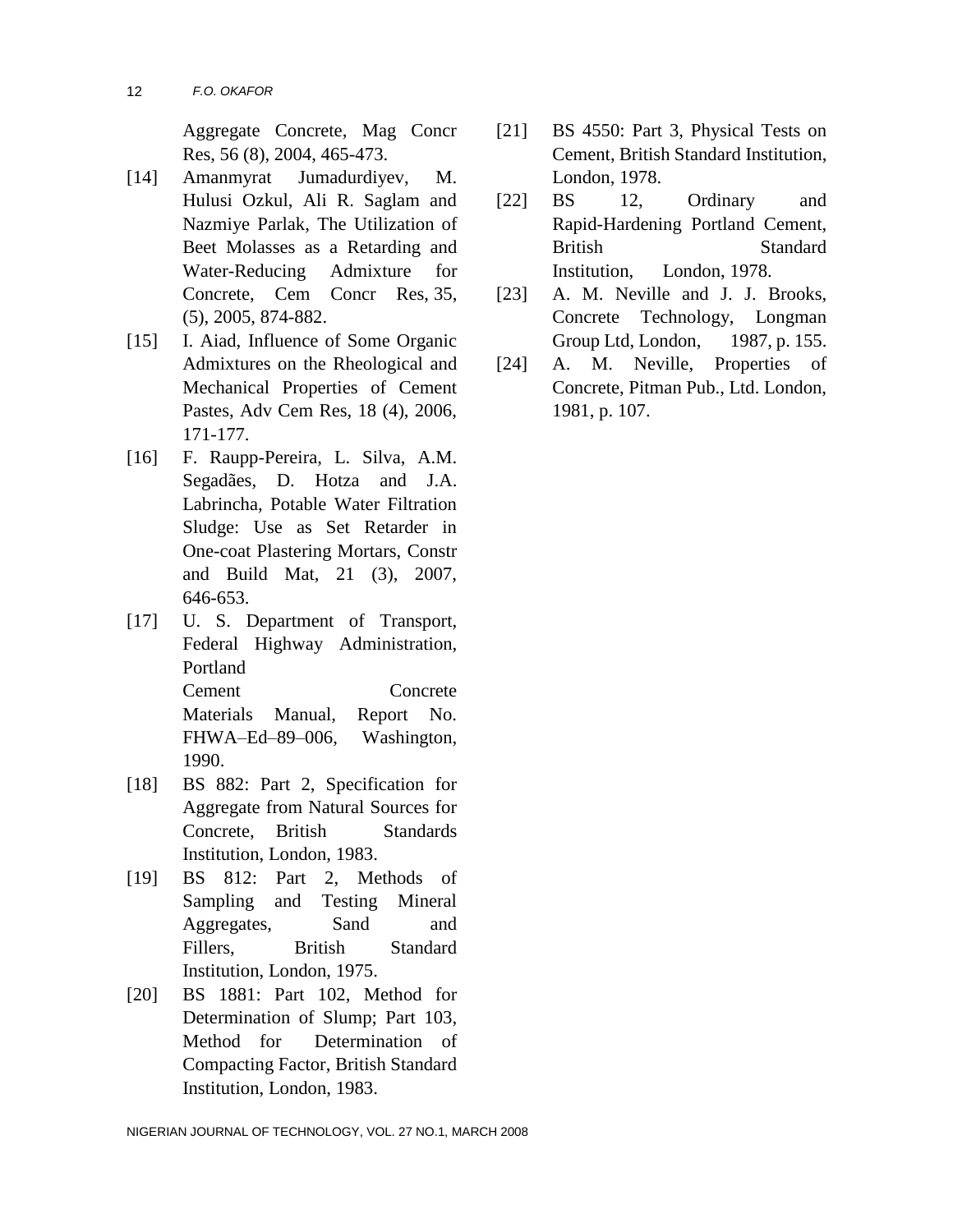Aggregate Concrete, Mag Concr Res, 56 (8), 2004, 465-473.

[14] Amanmyrat Jumadurdiyev, M. Hulusi Ozkul, Ali R. Saglam and Nazmiye Parlak, The Utilization of Beet Molasses as a Retarding and Water-Reducing Admixture for Concrete, Cem Concr Res, 35, (5), 2005, 874-882.

[15] I. Aiad, Influence of Some Organic Admixtures on the Rheological and Mechanical Properties of Cement Pastes, Adv Cem Res, 18 (4), 2006, 171-177.

[16] F. Raupp-Pereira, L. Silva, A.M. Segadães, D. Hotza and J.A. Labrincha, Potable Water Filtration Sludge: Use as Set Retarder in One-coat Plastering Mortars, Constr and Build Mat, 21 (3), 2007, 646-653.

[17] U. S. Department of Transport, Federal Highway Administration, Portland Cement Concrete Materials Manual, Report No. FHWA–Ed–89–006, Washington, 1990.

[18] BS 882: Part 2, Specification for Aggregate from Natural Sources for Concrete, British Standards Institution, London, 1983.

[19] BS 812: Part 2, Methods of Sampling and Testing Mineral Aggregates, Sand and Fillers, British Standard Institution, London, 1975.

[20] BS 1881: Part 102, Method for Determination of Slump; Part 103, Method for Determination of Compacting Factor, British Standard Institution, London, 1983.

[21] BS 4550: Part 3, Physical Tests on Cement, British Standard Institution, London, 1978.

[22] BS 12, Ordinary and Rapid-Hardening Portland Cement, British Standard Institution, London, 1978.

[23] A. M. Neville and J. J. Brooks, Concrete Technology, Longman Group Ltd, London, 1987, p. 155.

[24] A. M. Neville, Properties of Concrete, Pitman Pub., Ltd. London, 1981, p. 107.